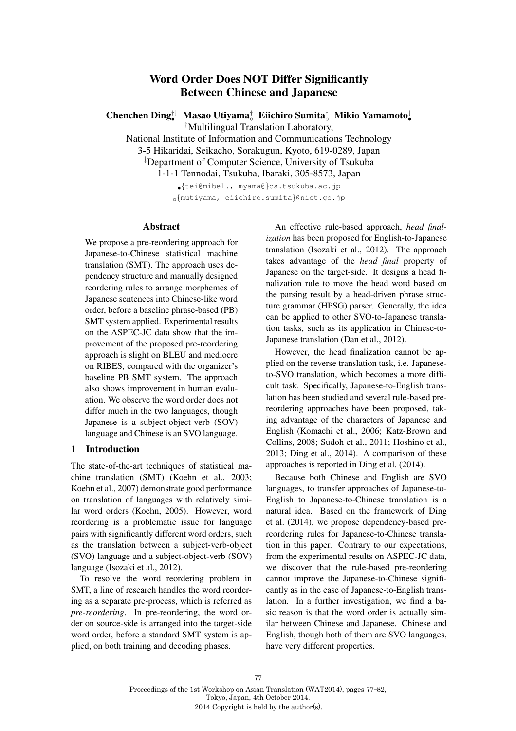# Word Order Does NOT Differ Significantly Between Chinese and Japanese

**Chenchen Ding**[†‡•] **Masao Utiyama**[†◦] **Eiichiro Sumita**[†◦] **Mikio Yamamoto**[‡•]

[†]Multilingual Translation Laboratory,
National Institute of Information and Communications Technology
3-5 Hikaridai, Seikacho, Sorakugun, Kyoto, 619-0289, Japan
[‡]Department of Computer Science, University of Tsukuba
1-1-1 Tennodai, Tsukuba, Ibaraki, 305-8573, Japan

[•]{tei@mibel., myama@}cs.tsukuba.ac.jp
[◦]{mutiyama, eiichiro.sumita}@nict.go.jp

## Abstract

We propose a pre-reordering approach for Japanese-to-Chinese statistical machine translation (SMT). The approach uses dependency structure and manually designed reordering rules to arrange morphemes of Japanese sentences into Chinese-like word order, before a baseline phrase-based (PB) SMT system applied. Experimental results on the ASPEC-JC data show that the improvement of the proposed pre-reordering approach is slight on BLEU and mediocre on RIBES, compared with the organizer's baseline PB SMT system. The approach also shows improvement in human evaluation. We observe the word order does not differ much in the two languages, though Japanese is a subject-object-verb (SOV) language and Chinese is an SVO language.

## 1 Introduction

The state-of-the-art techniques of statistical machine translation (SMT) (Koehn et al., 2003; Koehn et al., 2007) demonstrate good performance on translation of languages with relatively similar word orders (Koehn, 2005). However, word reordering is a problematic issue for language pairs with significantly different word orders, such as the translation between a subject-verb-object (SVO) language and a subject-object-verb (SOV) language (Isozaki et al., 2012).

To resolve the word reordering problem in SMT, a line of research handles the word reordering as a separate pre-process, which is referred as *pre-reordering*. In pre-reordering, the word order on source-side is arranged into the target-side word order, before a standard SMT system is applied, on both training and decoding phases.

An effective rule-based approach, *head finalization* has been proposed for English-to-Japanese translation (Isozaki et al., 2012). The approach takes advantage of the *head final* property of Japanese on the target-side. It designs a head finalization rule to move the head word based on the parsing result by a head-driven phrase structure grammar (HPSG) parser. Generally, the idea can be applied to other SVO-to-Japanese translation tasks, such as its application in Chinese-to-Japanese translation (Dan et al., 2012).

However, the head finalization cannot be applied on the reverse translation task, i.e. Japanese-to-SVO translation, which becomes a more difficult task. Specifically, Japanese-to-English translation has been studied and several rule-based pre-reordering approaches have been proposed, taking advantage of the characters of Japanese and English (Komachi et al., 2006; Katz-Brown and Collins, 2008; Sudoh et al., 2011; Hoshino et al., 2013; Ding et al., 2014). A comparison of these approaches is reported in Ding et al. (2014).

Because both Chinese and English are SVO languages, to transfer approaches of Japanese-to-English to Japanese-to-Chinese translation is a natural idea. Based on the framework of Ding et al. (2014), we propose dependency-based pre-reordering rules for Japanese-to-Chinese translation in this paper. Contrary to our expectations, from the experimental results on ASPEC-JC data, we discover that the rule-based pre-reordering cannot improve the Japanese-to-Chinese significantly as in the case of Japanese-to-English translation. In a further investigation, we find a basic reason is that the word order is actually similar between Chinese and Japanese. Chinese and English, though both of them are SVO languages, have very different properties.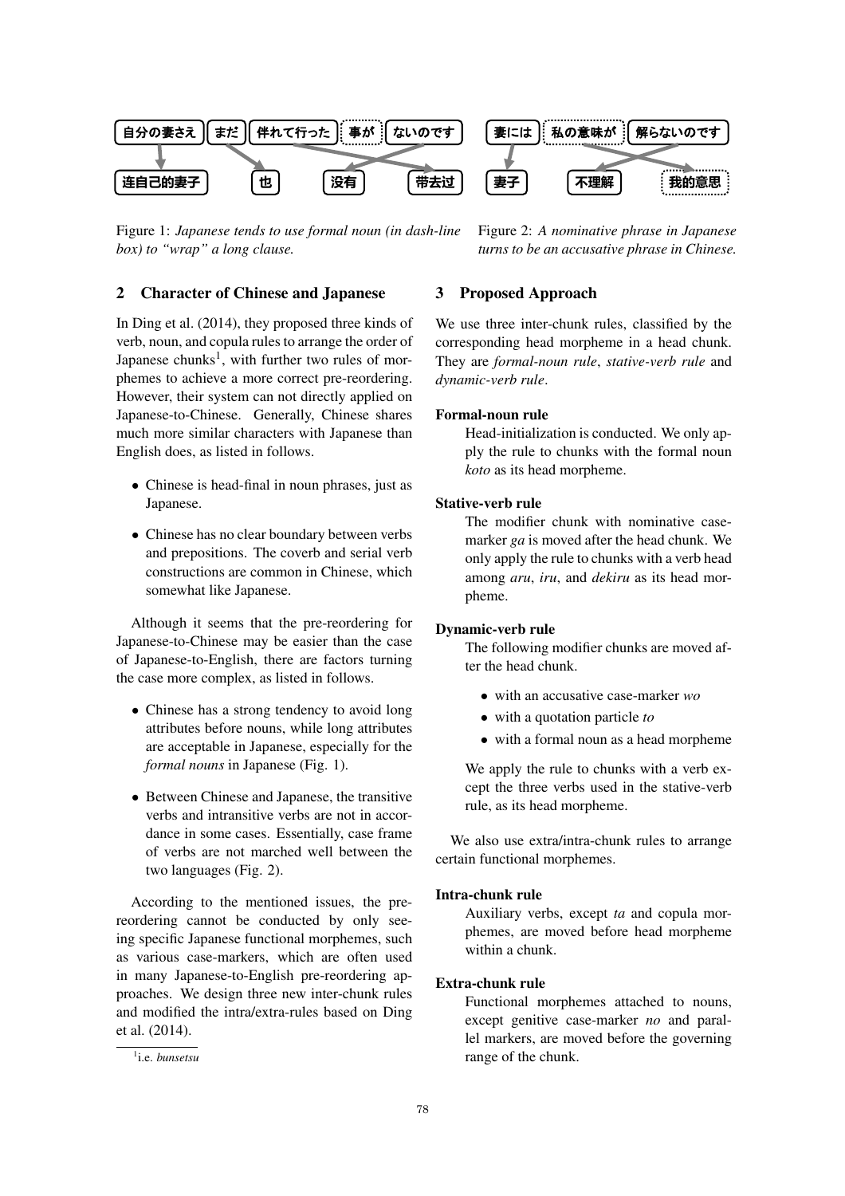Figure 1: *Japanese tends to use formal noun (in dash-line box) to "wrap" a long clause.*

Figure 2: *A nominative phrase in Japanese turns to be an accusative phrase in Chinese.*

## 2 Character of Chinese and Japanese

In Ding et al. (2014), they proposed three kinds of verb, noun, and copula rules to arrange the order of Japanese chunks[1], with further two rules of morphemes to achieve a more correct pre-reordering. However, their system can not directly applied on Japanese-to-Chinese. Generally, Chinese shares much more similar characters with Japanese than English does, as listed in follows.

- Chinese is head-final in noun phrases, just as Japanese.
- Chinese has no clear boundary between verbs and prepositions. The coverb and serial verb constructions are common in Chinese, which somewhat like Japanese.

Although it seems that the pre-reordering for Japanese-to-Chinese may be easier than the case of Japanese-to-English, there are factors turning the case more complex, as listed in follows.

- Chinese has a strong tendency to avoid long attributes before nouns, while long attributes are acceptable in Japanese, especially for the *formal nouns* in Japanese (Fig. 1).
- Between Chinese and Japanese, the transitive verbs and intransitive verbs are not in accordance in some cases. Essentially, case frame of verbs are not marched well between the two languages (Fig. 2).

According to the mentioned issues, the pre-reordering cannot be conducted by only seeing specific Japanese functional morphemes, such as various case-markers, which are often used in many Japanese-to-English pre-reordering approaches. We design three new inter-chunk rules and modified the intra/extra-rules based on Ding et al. (2014).

[1] i.e. *bunsetsu*

## 3 Proposed Approach

We use three inter-chunk rules, classified by the corresponding head morpheme in a head chunk. They are *formal-noun rule*, *stative-verb rule* and *dynamic-verb rule*.

**Formal-noun rule**

Head-initialization is conducted. We only apply the rule to chunks with the formal noun *koto* as its head morpheme.

**Stative-verb rule**

The modifier chunk with nominative case-marker *ga* is moved after the head chunk. We only apply the rule to chunks with a verb head among *aru*, *iru*, and *dekiru* as its head morpheme.

**Dynamic-verb rule**

The following modifier chunks are moved after the head chunk.

- with an accusative case-marker *wo*
- with a quotation particle *to*
- with a formal noun as a head morpheme

We apply the rule to chunks with a verb except the three verbs used in the stative-verb rule, as its head morpheme.

We also use extra/intra-chunk rules to arrange certain functional morphemes.

**Intra-chunk rule**

Auxiliary verbs, except *ta* and copula morphemes, are moved before head morpheme within a chunk.

**Extra-chunk rule**

Functional morphemes attached to nouns, except genitive case-marker *no* and parallel markers, are moved before the governing range of the chunk.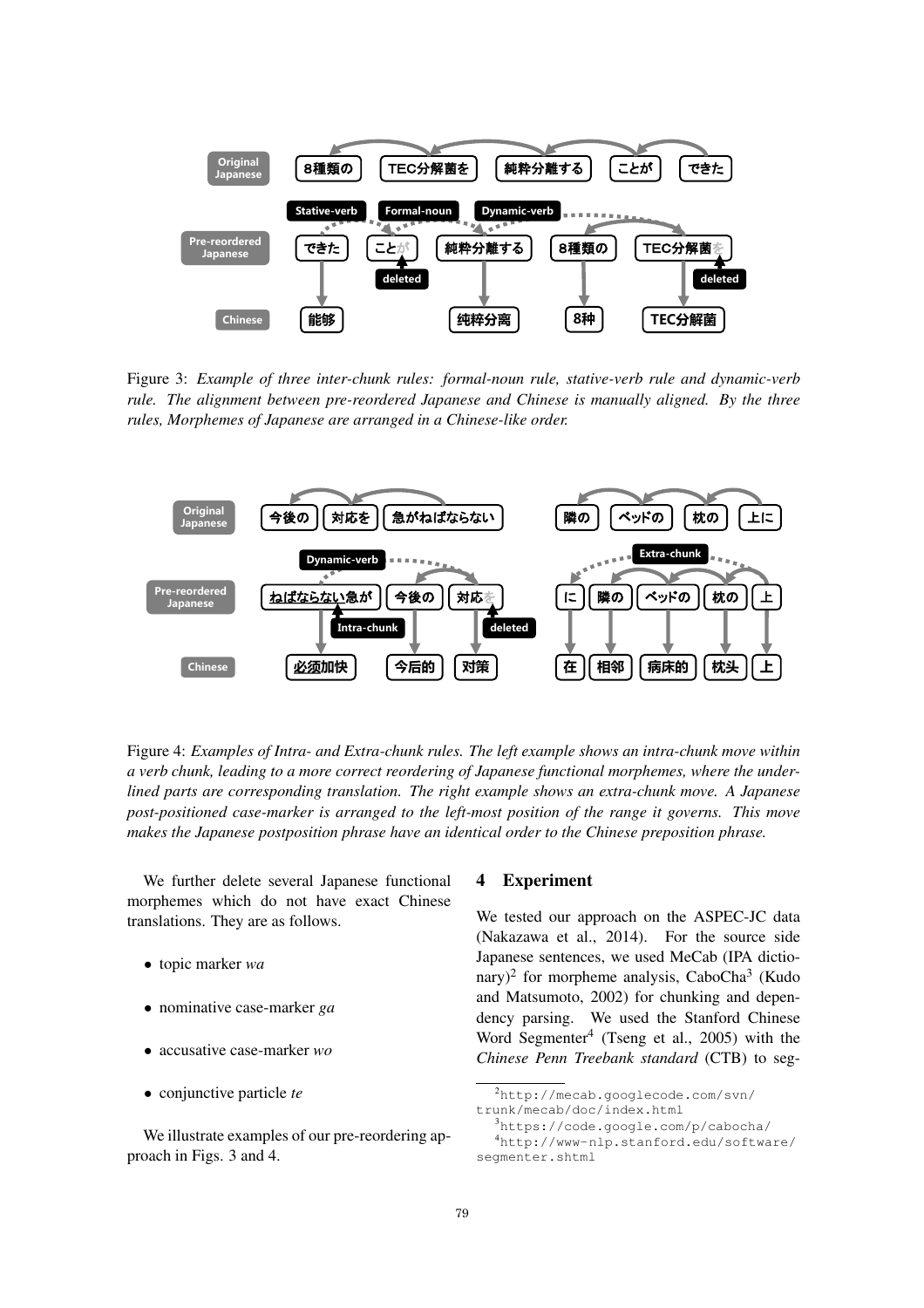Figure 3: *Example of three inter-chunk rules: formal-noun rule, stative-verb rule and dynamic-verb rule. The alignment between pre-reordered Japanese and Chinese is manually aligned. By the three rules, Morphemes of Japanese are arranged in a Chinese-like order.*

Figure 4: *Examples of Intra- and Extra-chunk rules. The left example shows an intra-chunk move within a verb chunk, leading to a more correct reordering of Japanese functional morphemes, where the underlined parts are corresponding translation. The right example shows an extra-chunk move. A Japanese post-positioned case-marker is arranged to the left-most position of the range it governs. This move makes the Japanese postposition phrase have an identical order to the Chinese preposition phrase.*

We further delete several Japanese functional morphemes which do not have exact Chinese translations. They are as follows.

- topic marker *wa*
- nominative case-marker *ga*
- accusative case-marker *wo*
- conjunctive particle *te*

We illustrate examples of our pre-reordering approach in Figs. 3 and 4.

## 4 Experiment

We tested our approach on the ASPEC-JC data (Nakazawa et al., 2014). For the source side Japanese sentences, we used MeCab (IPA dictionary)[2] for morpheme analysis, CaboCha[3] (Kudo and Matsumoto, 2002) for chunking and dependency parsing. We used the Stanford Chinese Word Segmenter[4] (Tseng et al., 2005) with the *Chinese Penn Treebank standard* (CTB) to seg-

[2] http://mecab.googlecode.com/svn/trunk/mecab/doc/index.html

[3] https://code.google.com/p/cabocha/

[4] http://www-nlp.stanford.edu/software/segmenter.shtml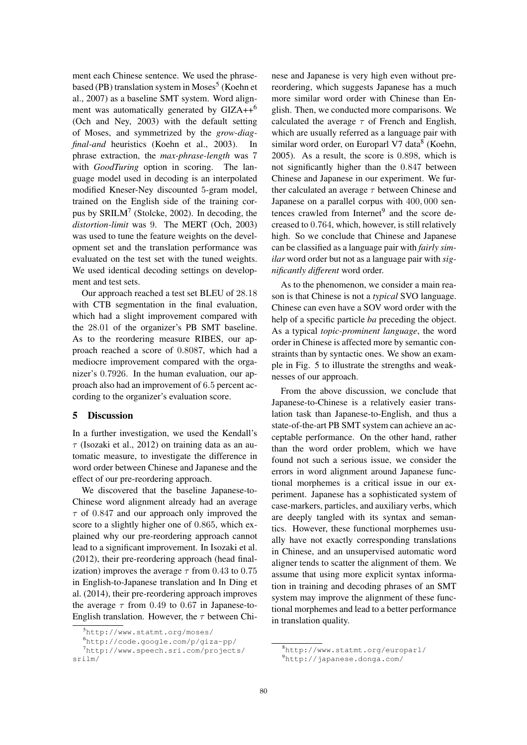ment each Chinese sentence. We used the phrase-based (PB) translation system in Moses[5] (Koehn et al., 2007) as a baseline SMT system. Word alignment was automatically generated by GIZA++[6] (Och and Ney, 2003) with the default setting of Moses, and symmetrized by the *grow-diag-final-and* heuristics (Koehn et al., 2003). In phrase extraction, the *max-phrase-length* was 7 with *GoodTuring* option in scoring. The language model used in decoding is an interpolated modified Kneser-Ney discounted 5-gram model, trained on the English side of the training corpus by SRILM[7] (Stolcke, 2002). In decoding, the *distortion-limit* was 9. The MERT (Och, 2003) was used to tune the feature weights on the development set and the translation performance was evaluated on the test set with the tuned weights. We used identical decoding settings on development and test sets.

Our approach reached a test set BLEU of 28.18 with CTB segmentation in the final evaluation, which had a slight improvement compared with the 28.01 of the organizer's PB SMT baseline. As to the reordering measure RIBES, our approach reached a score of 0.8087, which had a mediocre improvement compared with the organizer's 0.7926. In the human evaluation, our approach also had an improvement of 6.5 percent according to the organizer's evaluation score.

## 5 Discussion

In a further investigation, we used the Kendall's $\tau$ (Isozaki et al., 2012) on training data as an automatic measure, to investigate the difference in word order between Chinese and Japanese and the effect of our pre-reordering approach.

We discovered that the baseline Japanese-to-Chinese word alignment already had an average $\tau$ of 0.847 and our approach only improved the score to a slightly higher one of 0.865, which explained why our pre-reordering approach cannot lead to a significant improvement. In Isozaki et al. (2012), their pre-reordering approach (head finalization) improves the average $\tau$ from 0.43 to 0.75 in English-to-Japanese translation and In Ding et al. (2014), their pre-reordering approach improves the average $\tau$ from 0.49 to 0.67 in Japanese-to-English translation. However, the $\tau$ between Chinese and Japanese is very high even without pre-reordering, which suggests Japanese has a much more similar word order with Chinese than English. Then, we conducted more comparisons. We calculated the average $\tau$ of French and English, which are usually referred as a language pair with similar word order, on Europarl V7 data[8] (Koehn, 2005). As a result, the score is 0.898, which is not significantly higher than the 0.847 between Chinese and Japanese in our experiment. We further calculated an average $\tau$ between Chinese and Japanese on a parallel corpus with 400,000 sentences crawled from Internet[9] and the score decreased to 0.764, which, however, is still relatively high. So we conclude that Chinese and Japanese can be classified as a language pair with *fairly similar* word order but not as a language pair with *significantly different* word order.

As to the phenomenon, we consider a main reason is that Chinese is not a *typical* SVO language. Chinese can even have a SOV word order with the help of a specific particle *ba* preceding the object. As a typical *topic-prominent language*, the word order in Chinese is affected more by semantic constraints than by syntactic ones. We show an example in Fig. 5 to illustrate the strengths and weaknesses of our approach.

From the above discussion, we conclude that Japanese-to-Chinese is a relatively easier translation task than Japanese-to-English, and thus a state-of-the-art PB SMT system can achieve an acceptable performance. On the other hand, rather than the word order problem, which we have found not such a serious issue, we consider the errors in word alignment around Japanese functional morphemes is a critical issue in our experiment. Japanese has a sophisticated system of case-markers, particles, and auxiliary verbs, which are deeply tangled with its syntax and semantics. However, these functional morphemes usually have not exactly corresponding translations in Chinese, and an unsupervised automatic word aligner tends to scatter the alignment of them. We assume that using more explicit syntax information in training and decoding phrases of an SMT system may improve the alignment of these functional morphemes and lead to a better performance in translation quality.

[5] http://www.statmt.org/moses/

[6] http://code.google.com/p/giza-pp/

[7] http://www.speech.sri.com/projects/srilm/

[8] http://www.statmt.org/europarl/

[9] http://japanese.donga.com/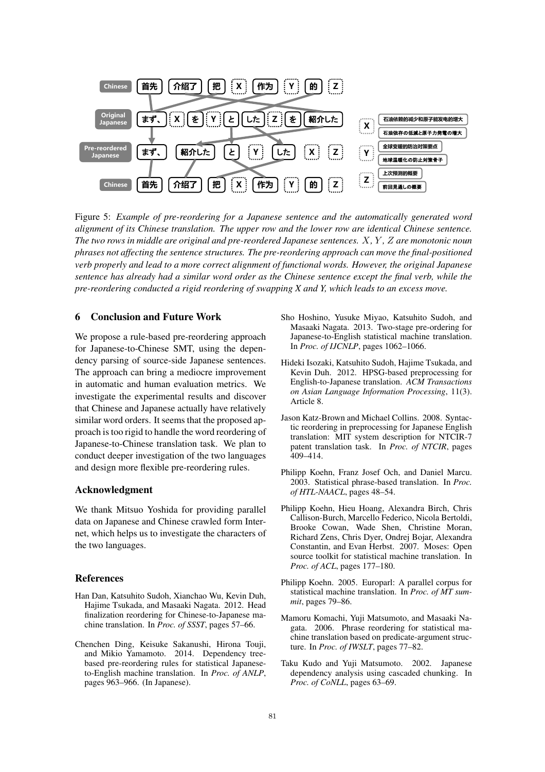Figure 5: *Example of pre-reordering for a Japanese sentence and the automatically generated word alignment of its Chinese translation. The upper row and the lower row are identical Chinese sentence. The two rows in middle are original and pre-reordered Japanese sentences. $X$, $Y$, $Z$ are monotonic noun phrases not affecting the sentence structures. The pre-reordering approach can move the final-positioned verb properly and lead to a more correct alignment of functional words. However, the original Japanese sentence has already had a similar word order as the Chinese sentence except the final verb, while the pre-reordering conducted a rigid reordering of swapping X and Y, which leads to an excess move.*

## 6 Conclusion and Future Work

We propose a rule-based pre-reordering approach for Japanese-to-Chinese SMT, using the dependency parsing of source-side Japanese sentences. The approach can bring a mediocre improvement in automatic and human evaluation metrics. We investigate the experimental results and discover that Chinese and Japanese actually have relatively similar word orders. It seems that the proposed approach is too rigid to handle the word reordering of Japanese-to-Chinese translation task. We plan to conduct deeper investigation of the two languages and design more flexible pre-reordering rules.

## Acknowledgment

We thank Mitsuo Yoshida for providing parallel data on Japanese and Chinese crawled form Internet, which helps us to investigate the characters of the two languages.

## References

Han Dan, Katsuhito Sudoh, Xianchao Wu, Kevin Duh, Hajime Tsukada, and Masaaki Nagata. 2012. Head finalization reordering for Chinese-to-Japanese machine translation. In *Proc. of SSST*, pages 57–66.

Chenchen Ding, Keisuke Sakanushi, Hirona Touji, and Mikio Yamamoto. 2014. Dependency tree-based pre-reordering rules for statistical Japanese-to-English machine translation. In *Proc. of ANLP*, pages 963–966. (In Japanese).

Sho Hoshino, Yusuke Miyao, Katsuhito Sudoh, and Masaaki Nagata. 2013. Two-stage pre-ordering for Japanese-to-English statistical machine translation. In *Proc. of IJCNLP*, pages 1062–1066.

Hideki Isozaki, Katsuhito Sudoh, Hajime Tsukada, and Kevin Duh. 2012. HPSG-based preprocessing for English-to-Japanese translation. *ACM Transactions on Asian Language Information Processing*, 11(3). Article 8.

Jason Katz-Brown and Michael Collins. 2008. Syntactic reordering in preprocessing for Japanese English translation: MIT system description for NTCIR-7 patent translation task. In *Proc. of NTCIR*, pages 409–414.

Philipp Koehn, Franz Josef Och, and Daniel Marcu. 2003. Statistical phrase-based translation. In *Proc. of HTL-NAACL*, pages 48–54.

Philipp Koehn, Hieu Hoang, Alexandra Birch, Chris Callison-Burch, Marcello Federico, Nicola Bertoldi, Brooke Cowan, Wade Shen, Christine Moran, Richard Zens, Chris Dyer, Ondrej Bojar, Alexandra Constantin, and Evan Herbst. 2007. Moses: Open source toolkit for statistical machine translation. In *Proc. of ACL*, pages 177–180.

Philipp Koehn. 2005. Europarl: A parallel corpus for statistical machine translation. In *Proc. of MT summit*, pages 79–86.

Mamoru Komachi, Yuji Matsumoto, and Masaaki Nagata. 2006. Phrase reordering for statistical machine translation based on predicate-argument structure. In *Proc. of IWSLT*, pages 77–82.

Taku Kudo and Yuji Matsumoto. 2002. Japanese dependency analysis using cascaded chunking. In *Proc. of CoNLL*, pages 63–69.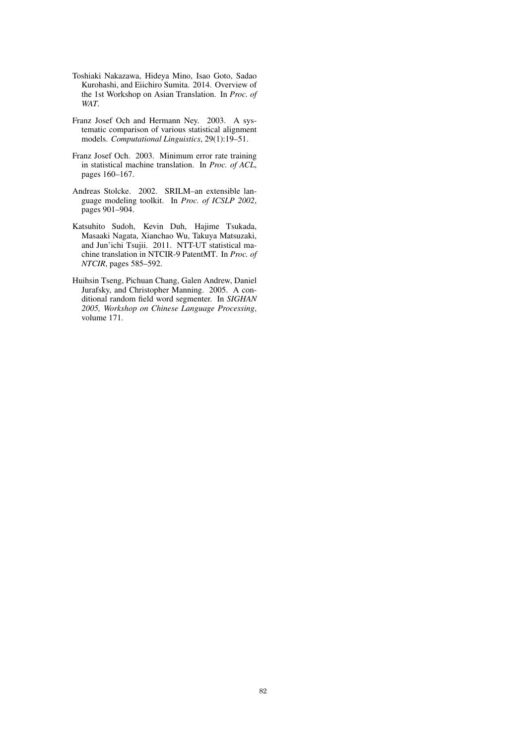Toshiaki Nakazawa, Hideya Mino, Isao Goto, Sadao Kurohashi, and Eiichiro Sumita. 2014. Overview of the 1st Workshop on Asian Translation. In *Proc. of WAT*.

Franz Josef Och and Hermann Ney. 2003. A systematic comparison of various statistical alignment models. *Computational Linguistics*, 29(1):19–51.

Franz Josef Och. 2003. Minimum error rate training in statistical machine translation. In *Proc. of ACL*, pages 160–167.

Andreas Stolcke. 2002. SRILM–an extensible language modeling toolkit. In *Proc. of ICSLP 2002*, pages 901–904.

Katsuhito Sudoh, Kevin Duh, Hajime Tsukada, Masaaki Nagata, Xianchao Wu, Takuya Matsuzaki, and Jun'ichi Tsujii. 2011. NTT-UT statistical machine translation in NTCIR-9 PatentMT. In *Proc. of NTCIR*, pages 585–592.

Huihsin Tseng, Pichuan Chang, Galen Andrew, Daniel Jurafsky, and Christopher Manning. 2005. A conditional random field word segmenter. In *SIGHAN 2005, Workshop on Chinese Language Processing*, volume 171.